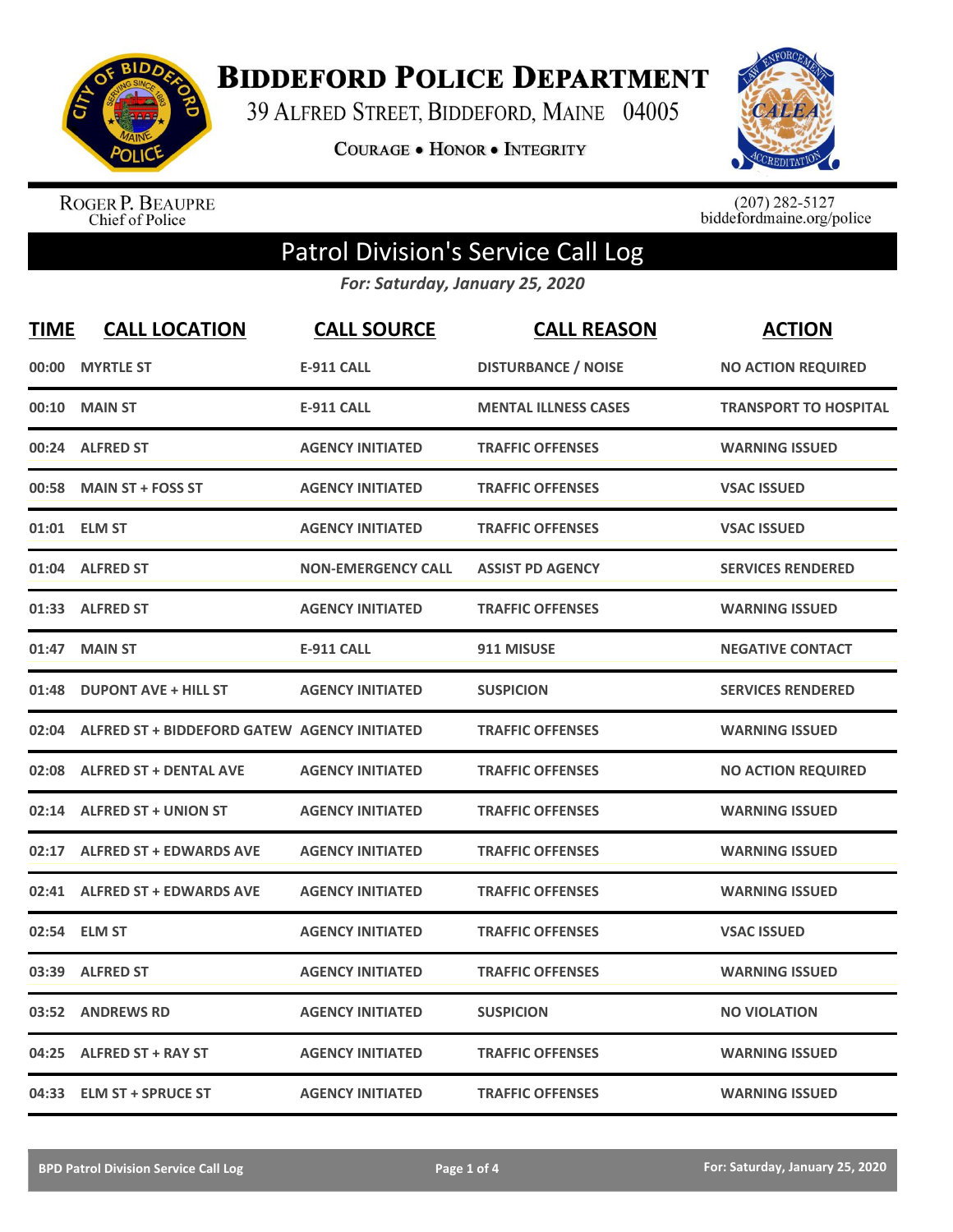# BIDDEFORD POLICE DEPARTMENT

39 ALFRED STREET, BIDDEFORD, MAINE 04005

COURAGE • HONOR • INTEGRITY

ROGER P. BEAUPRE
Chief of Police

(207) 282-5127
biddefordmaine.org/police

## Patrol Division's Service Call Log

*For: Saturday, January 25, 2020*

| TIME | CALL LOCATION | CALL SOURCE | CALL REASON | ACTION |
|---|---|---|---|---|
| 00:00 | MYRTLE ST | E-911 CALL | DISTURBANCE / NOISE | NO ACTION REQUIRED |
| 00:10 | MAIN ST | E-911 CALL | MENTAL ILLNESS CASES | TRANSPORT TO HOSPITAL |
| 00:24 | ALFRED ST | AGENCY INITIATED | TRAFFIC OFFENSES | WARNING ISSUED |
| 00:58 | MAIN ST + FOSS ST | AGENCY INITIATED | TRAFFIC OFFENSES | VSAC ISSUED |
| 01:01 | ELM ST | AGENCY INITIATED | TRAFFIC OFFENSES | VSAC ISSUED |
| 01:04 | ALFRED ST | NON-EMERGENCY CALL | ASSIST PD AGENCY | SERVICES RENDERED |
| 01:33 | ALFRED ST | AGENCY INITIATED | TRAFFIC OFFENSES | WARNING ISSUED |
| 01:47 | MAIN ST | E-911 CALL | 911 MISUSE | NEGATIVE CONTACT |
| 01:48 | DUPONT AVE + HILL ST | AGENCY INITIATED | SUSPICION | SERVICES RENDERED |
| 02:04 | ALFRED ST + BIDDEFORD GATEW | AGENCY INITIATED | TRAFFIC OFFENSES | WARNING ISSUED |
| 02:08 | ALFRED ST + DENTAL AVE | AGENCY INITIATED | TRAFFIC OFFENSES | NO ACTION REQUIRED |
| 02:14 | ALFRED ST + UNION ST | AGENCY INITIATED | TRAFFIC OFFENSES | WARNING ISSUED |
| 02:17 | ALFRED ST + EDWARDS AVE | AGENCY INITIATED | TRAFFIC OFFENSES | WARNING ISSUED |
| 02:41 | ALFRED ST + EDWARDS AVE | AGENCY INITIATED | TRAFFIC OFFENSES | WARNING ISSUED |
| 02:54 | ELM ST | AGENCY INITIATED | TRAFFIC OFFENSES | VSAC ISSUED |
| 03:39 | ALFRED ST | AGENCY INITIATED | TRAFFIC OFFENSES | WARNING ISSUED |
| 03:52 | ANDREWS RD | AGENCY INITIATED | SUSPICION | NO VIOLATION |
| 04:25 | ALFRED ST + RAY ST | AGENCY INITIATED | TRAFFIC OFFENSES | WARNING ISSUED |
| 04:33 | ELM ST + SPRUCE ST | AGENCY INITIATED | TRAFFIC OFFENSES | WARNING ISSUED |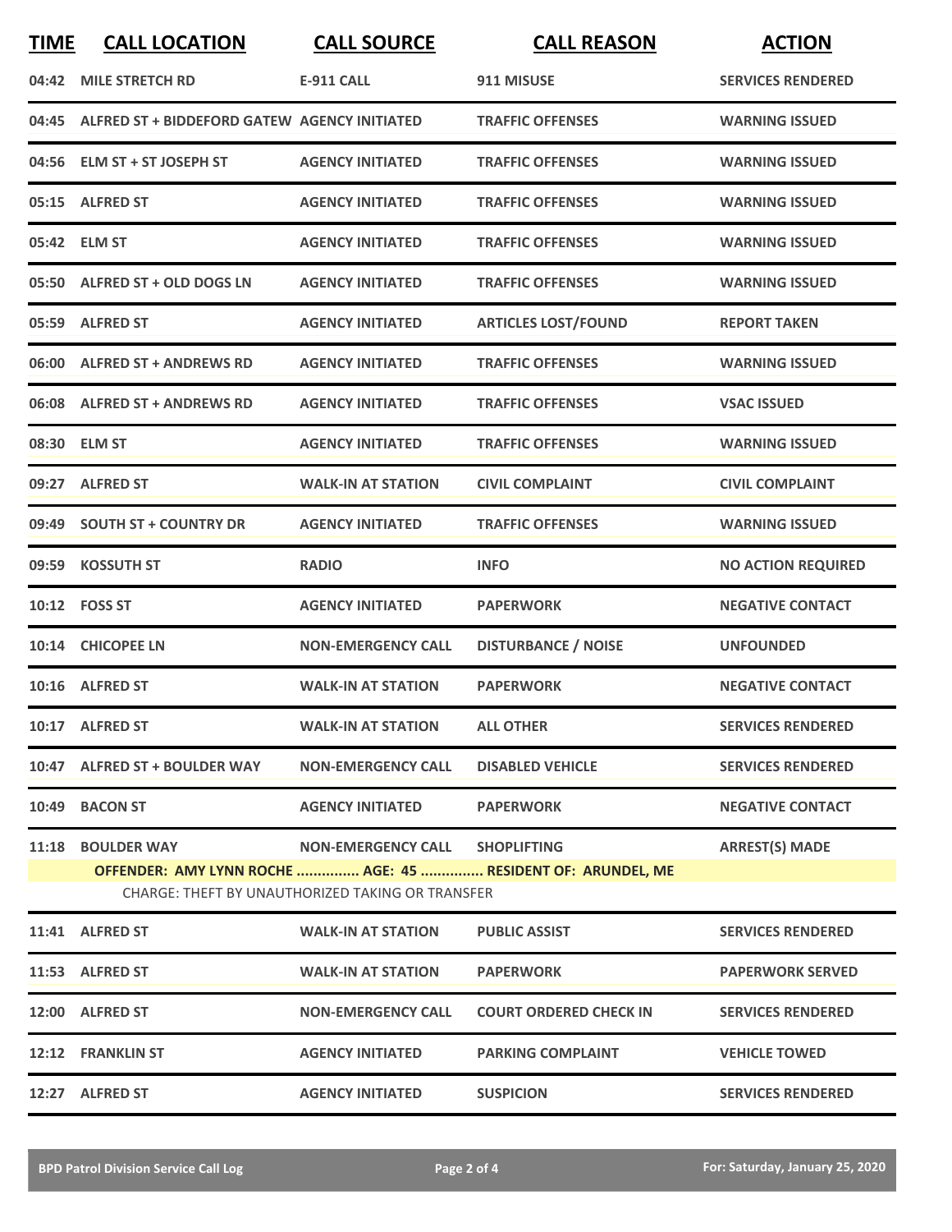| TIME | CALL LOCATION | CALL SOURCE | CALL REASON | ACTION |
|---|---|---|---|---|
| 04:42 | MILE STRETCH RD | E-911 CALL | 911 MISUSE | SERVICES RENDERED |
| 04:45 | ALFRED ST + BIDDEFORD GATEW | AGENCY INITIATED | TRAFFIC OFFENSES | WARNING ISSUED |
| 04:56 | ELM ST + ST JOSEPH ST | AGENCY INITIATED | TRAFFIC OFFENSES | WARNING ISSUED |
| 05:15 | ALFRED ST | AGENCY INITIATED | TRAFFIC OFFENSES | WARNING ISSUED |
| 05:42 | ELM ST | AGENCY INITIATED | TRAFFIC OFFENSES | WARNING ISSUED |
| 05:50 | ALFRED ST + OLD DOGS LN | AGENCY INITIATED | TRAFFIC OFFENSES | WARNING ISSUED |
| 05:59 | ALFRED ST | AGENCY INITIATED | ARTICLES LOST/FOUND | REPORT TAKEN |
| 06:00 | ALFRED ST + ANDREWS RD | AGENCY INITIATED | TRAFFIC OFFENSES | WARNING ISSUED |
| 06:08 | ALFRED ST + ANDREWS RD | AGENCY INITIATED | TRAFFIC OFFENSES | VSAC ISSUED |
| 08:30 | ELM ST | AGENCY INITIATED | TRAFFIC OFFENSES | WARNING ISSUED |
| 09:27 | ALFRED ST | WALK-IN AT STATION | CIVIL COMPLAINT | CIVIL COMPLAINT |
| 09:49 | SOUTH ST + COUNTRY DR | AGENCY INITIATED | TRAFFIC OFFENSES | WARNING ISSUED |
| 09:59 | KOSSUTH ST | RADIO | INFO | NO ACTION REQUIRED |
| 10:12 | FOSS ST | AGENCY INITIATED | PAPERWORK | NEGATIVE CONTACT |
| 10:14 | CHICOPEE LN | NON-EMERGENCY CALL | DISTURBANCE / NOISE | UNFOUNDED |
| 10:16 | ALFRED ST | WALK-IN AT STATION | PAPERWORK | NEGATIVE CONTACT |
| 10:17 | ALFRED ST | WALK-IN AT STATION | ALL OTHER | SERVICES RENDERED |
| 10:47 | ALFRED ST + BOULDER WAY | NON-EMERGENCY CALL | DISABLED VEHICLE | SERVICES RENDERED |
| 10:49 | BACON ST | AGENCY INITIATED | PAPERWORK | NEGATIVE CONTACT |
| 11:18 | BOULDER WAY | NON-EMERGENCY CALL | SHOPLIFTING | ARREST(S) MADE |
| | OFFENDER: AMY LYNN ROCHE ............... AGE: 45 ............... RESIDENT OF: ARUNDEL, ME | | | |
| | CHARGE: THEFT BY UNAUTHORIZED TAKING OR TRANSFER | | | |
| 11:41 | ALFRED ST | WALK-IN AT STATION | PUBLIC ASSIST | SERVICES RENDERED |
| 11:53 | ALFRED ST | WALK-IN AT STATION | PAPERWORK | PAPERWORK SERVED |
| 12:00 | ALFRED ST | NON-EMERGENCY CALL | COURT ORDERED CHECK IN | SERVICES RENDERED |
| 12:12 | FRANKLIN ST | AGENCY INITIATED | PARKING COMPLAINT | VEHICLE TOWED |
| 12:27 | ALFRED ST | AGENCY INITIATED | SUSPICION | SERVICES RENDERED |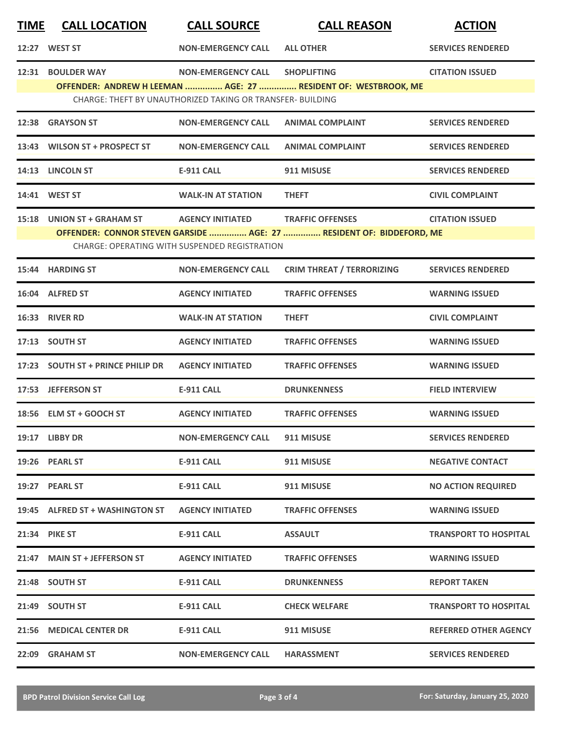| TIME | CALL LOCATION | CALL SOURCE | CALL REASON | ACTION |
|---|---|---|---|---|
| 12:27 | WEST ST | NON-EMERGENCY CALL | ALL OTHER | SERVICES RENDERED |
| 12:31 | BOULDER WAY | NON-EMERGENCY CALL | SHOPLIFTING | CITATION ISSUED |
| | OFFENDER: ANDREW H LEEMAN ............... AGE: 27 ............... RESIDENT OF: WESTBROOK, ME | | | |
| | CHARGE: THEFT BY UNAUTHORIZED TAKING OR TRANSFER- BUILDING | | | |
| 12:38 | GRAYSON ST | NON-EMERGENCY CALL | ANIMAL COMPLAINT | SERVICES RENDERED |
| 13:43 | WILSON ST + PROSPECT ST | NON-EMERGENCY CALL | ANIMAL COMPLAINT | SERVICES RENDERED |
| 14:13 | LINCOLN ST | E-911 CALL | 911 MISUSE | SERVICES RENDERED |
| 14:41 | WEST ST | WALK-IN AT STATION | THEFT | CIVIL COMPLAINT |
| 15:18 | UNION ST + GRAHAM ST | AGENCY INITIATED | TRAFFIC OFFENSES | CITATION ISSUED |
| | OFFENDER: CONNOR STEVEN GARSIDE ............... AGE: 27 ............... RESIDENT OF: BIDDEFORD, ME | | | |
| | CHARGE: OPERATING WITH SUSPENDED REGISTRATION | | | |
| 15:44 | HARDING ST | NON-EMERGENCY CALL | CRIM THREAT / TERRORIZING | SERVICES RENDERED |
| 16:04 | ALFRED ST | AGENCY INITIATED | TRAFFIC OFFENSES | WARNING ISSUED |
| 16:33 | RIVER RD | WALK-IN AT STATION | THEFT | CIVIL COMPLAINT |
| 17:13 | SOUTH ST | AGENCY INITIATED | TRAFFIC OFFENSES | WARNING ISSUED |
| 17:23 | SOUTH ST + PRINCE PHILIP DR | AGENCY INITIATED | TRAFFIC OFFENSES | WARNING ISSUED |
| 17:53 | JEFFERSON ST | E-911 CALL | DRUNKENNESS | FIELD INTERVIEW |
| 18:56 | ELM ST + GOOCH ST | AGENCY INITIATED | TRAFFIC OFFENSES | WARNING ISSUED |
| 19:17 | LIBBY DR | NON-EMERGENCY CALL | 911 MISUSE | SERVICES RENDERED |
| 19:26 | PEARL ST | E-911 CALL | 911 MISUSE | NEGATIVE CONTACT |
| 19:27 | PEARL ST | E-911 CALL | 911 MISUSE | NO ACTION REQUIRED |
| 19:45 | ALFRED ST + WASHINGTON ST | AGENCY INITIATED | TRAFFIC OFFENSES | WARNING ISSUED |
| 21:34 | PIKE ST | E-911 CALL | ASSAULT | TRANSPORT TO HOSPITAL |
| 21:47 | MAIN ST + JEFFERSON ST | AGENCY INITIATED | TRAFFIC OFFENSES | WARNING ISSUED |
| 21:48 | SOUTH ST | E-911 CALL | DRUNKENNESS | REPORT TAKEN |
| 21:49 | SOUTH ST | E-911 CALL | CHECK WELFARE | TRANSPORT TO HOSPITAL |
| 21:56 | MEDICAL CENTER DR | E-911 CALL | 911 MISUSE | REFERRED OTHER AGENCY |
| 22:09 | GRAHAM ST | NON-EMERGENCY CALL | HARASSMENT | SERVICES RENDERED |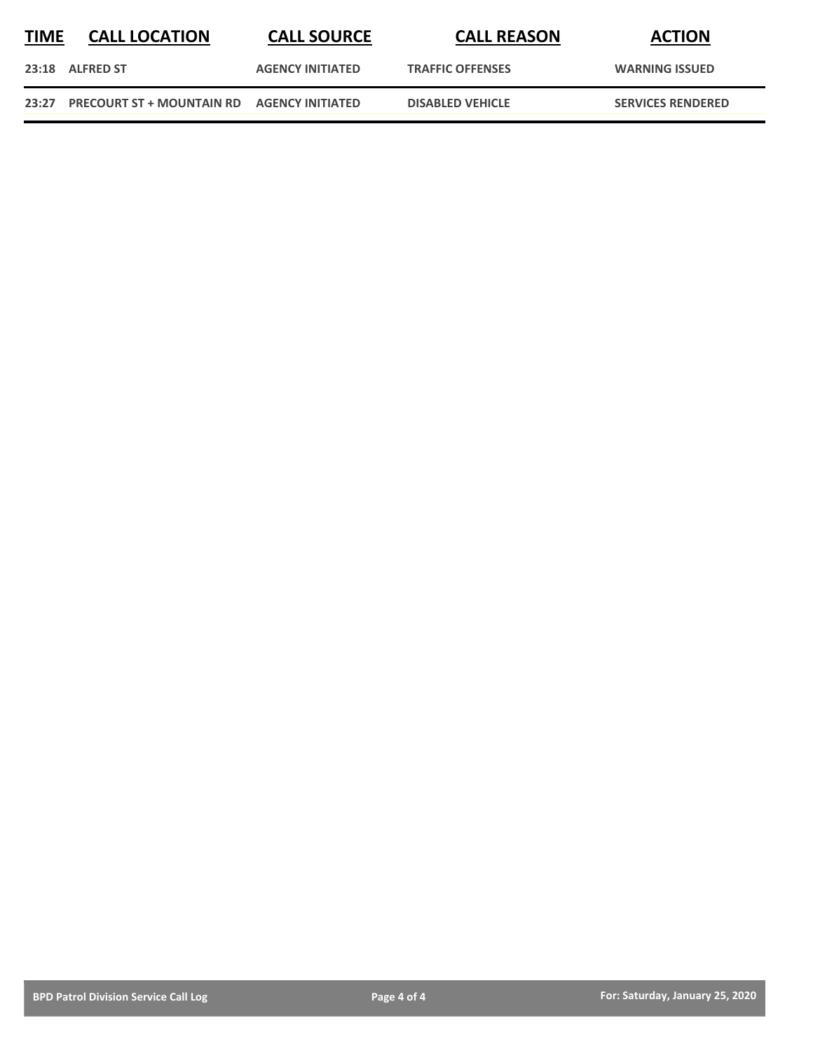| TIME | CALL LOCATION | CALL SOURCE | CALL REASON | ACTION |
|---|---|---|---|---|
| 23:18 | ALFRED ST | AGENCY INITIATED | TRAFFIC OFFENSES | WARNING ISSUED |
| 23:27 | PRECOURT ST + MOUNTAIN RD | AGENCY INITIATED | DISABLED VEHICLE | SERVICES RENDERED |